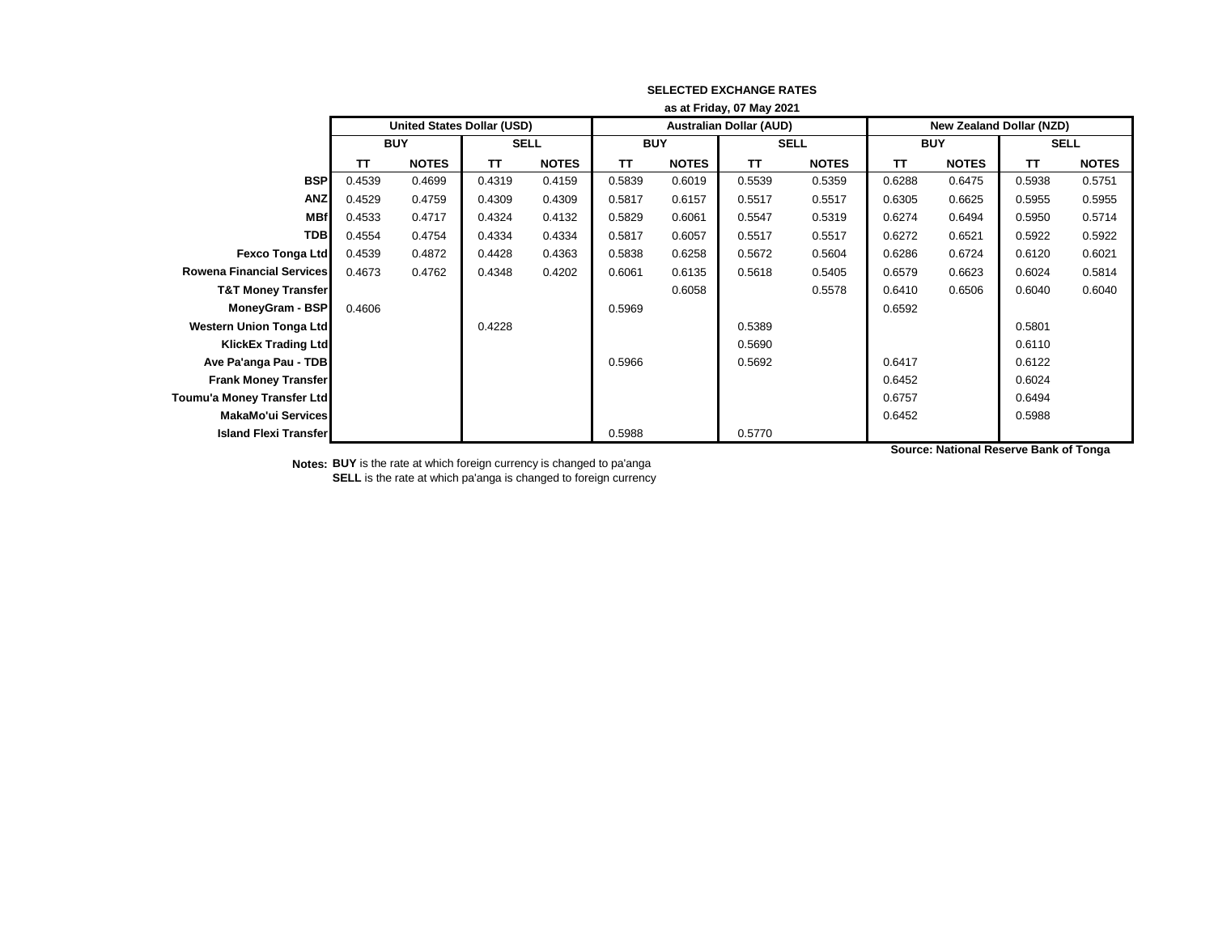**SELECTED EXCHANGE RATES**

**as at Friday, 07 May 2021**

| | United States Dollar (USD) | | | | Australian Dollar (AUD) | | | | New Zealand Dollar (NZD) | | | |
|---|---|---|---|---|---|---|---|---|---|---|---|---|
| | BUY | | SELL | | BUY | | SELL | | BUY | | SELL | |
| | TT | NOTES | TT | NOTES | TT | NOTES | TT | NOTES | TT | NOTES | TT | NOTES |
| **BSP** | 0.4539 | 0.4699 | 0.4319 | 0.4159 | 0.5839 | 0.6019 | 0.5539 | 0.5359 | 0.6288 | 0.6475 | 0.5938 | 0.5751 |
| **ANZ** | 0.4529 | 0.4759 | 0.4309 | 0.4309 | 0.5817 | 0.6157 | 0.5517 | 0.5517 | 0.6305 | 0.6625 | 0.5955 | 0.5955 |
| **MBf** | 0.4533 | 0.4717 | 0.4324 | 0.4132 | 0.5829 | 0.6061 | 0.5547 | 0.5319 | 0.6274 | 0.6494 | 0.5950 | 0.5714 |
| **TDB** | 0.4554 | 0.4754 | 0.4334 | 0.4334 | 0.5817 | 0.6057 | 0.5517 | 0.5517 | 0.6272 | 0.6521 | 0.5922 | 0.5922 |
| **Fexco Tonga Ltd** | 0.4539 | 0.4872 | 0.4428 | 0.4363 | 0.5838 | 0.6258 | 0.5672 | 0.5604 | 0.6286 | 0.6724 | 0.6120 | 0.6021 |
| **Rowena Financial Services** | 0.4673 | 0.4762 | 0.4348 | 0.4202 | 0.6061 | 0.6135 | 0.5618 | 0.5405 | 0.6579 | 0.6623 | 0.6024 | 0.5814 |
| **T&T Money Transfer** | | | | | | 0.6058 | | 0.5578 | 0.6410 | 0.6506 | 0.6040 | 0.6040 |
| **MoneyGram - BSP** | 0.4606 | | | | 0.5969 | | | | 0.6592 | | | |
| **Western Union Tonga Ltd** | | | 0.4228 | | | | 0.5389 | | | | 0.5801 | |
| **KlickEx Trading Ltd** | | | | | | | 0.5690 | | | | 0.6110 | |
| **Ave Pa'anga Pau - TDB** | | | | | 0.5966 | | 0.5692 | | 0.6417 | | 0.6122 | |
| **Frank Money Transfer** | | | | | | | | | 0.6452 | | 0.6024 | |
| **Toumu'a Money Transfer Ltd** | | | | | | | | | 0.6757 | | 0.6494 | |
| **MakaMo'ui Services** | | | | | | | | | 0.6452 | | 0.5988 | |
| **Island Flexi Transfer** | | | | | 0.5988 | | 0.5770 | | | | | |

**Source: National Reserve Bank of Tonga**

**Notes:** **BUY** is the rate at which foreign currency is changed to pa'anga
**SELL** is the rate at which pa'anga is changed to foreign currency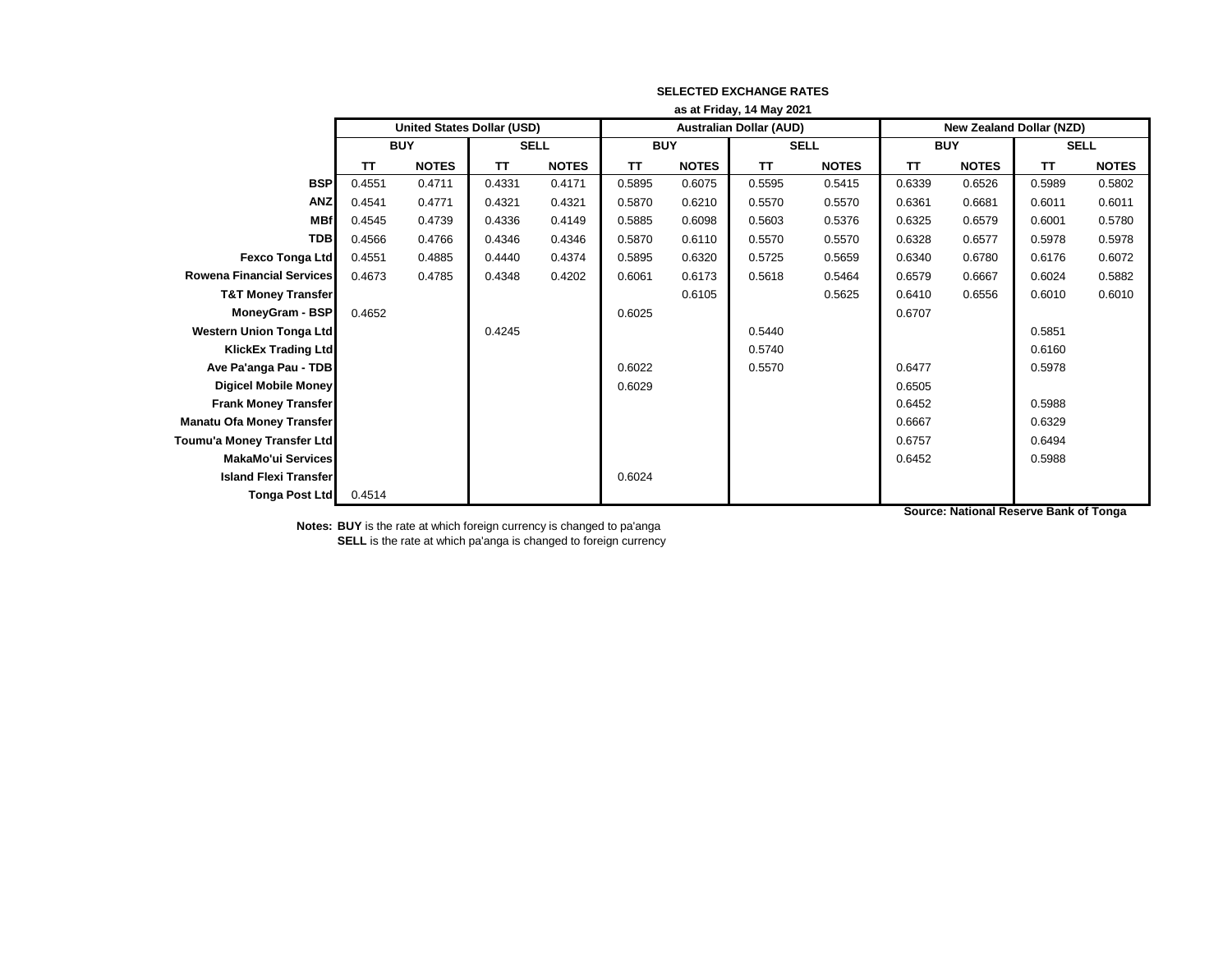**SELECTED EXCHANGE RATES**

**as at Friday, 14 May 2021**

| | United States Dollar (USD) | | | | Australian Dollar (AUD) | | | | New Zealand Dollar (NZD) | | | |
|---|---|---|---|---|---|---|---|---|---|---|---|---|
| | BUY | | SELL | | BUY | | SELL | | BUY | | SELL | |
| | TT | NOTES | TT | NOTES | TT | NOTES | TT | NOTES | TT | NOTES | TT | NOTES |
| **BSP** | 0.4551 | 0.4711 | 0.4331 | 0.4171 | 0.5895 | 0.6075 | 0.5595 | 0.5415 | 0.6339 | 0.6526 | 0.5989 | 0.5802 |
| **ANZ** | 0.4541 | 0.4771 | 0.4321 | 0.4321 | 0.5870 | 0.6210 | 0.5570 | 0.5570 | 0.6361 | 0.6681 | 0.6011 | 0.6011 |
| **MBf** | 0.4545 | 0.4739 | 0.4336 | 0.4149 | 0.5885 | 0.6098 | 0.5603 | 0.5376 | 0.6325 | 0.6579 | 0.6001 | 0.5780 |
| **TDB** | 0.4566 | 0.4766 | 0.4346 | 0.4346 | 0.5870 | 0.6110 | 0.5570 | 0.5570 | 0.6328 | 0.6577 | 0.5978 | 0.5978 |
| **Fexco Tonga Ltd** | 0.4551 | 0.4885 | 0.4440 | 0.4374 | 0.5895 | 0.6320 | 0.5725 | 0.5659 | 0.6340 | 0.6780 | 0.6176 | 0.6072 |
| **Rowena Financial Services** | 0.4673 | 0.4785 | 0.4348 | 0.4202 | 0.6061 | 0.6173 | 0.5618 | 0.5464 | 0.6579 | 0.6667 | 0.6024 | 0.5882 |
| **T&T Money Transfer** | | | | | | 0.6105 | | 0.5625 | 0.6410 | 0.6556 | 0.6010 | 0.6010 |
| **MoneyGram - BSP** | 0.4652 | | | | 0.6025 | | | | 0.6707 | | | |
| **Western Union Tonga Ltd** | | | 0.4245 | | | | 0.5440 | | | | 0.5851 | |
| **KlickEx Trading Ltd** | | | | | | | 0.5740 | | | | 0.6160 | |
| **Ave Pa'anga Pau - TDB** | | | | | 0.6022 | | 0.5570 | | 0.6477 | | 0.5978 | |
| **Digicel Mobile Money** | | | | | 0.6029 | | | | 0.6505 | | | |
| **Frank Money Transfer** | | | | | | | | | 0.6452 | | 0.5988 | |
| **Manatu Ofa Money Transfer** | | | | | | | | | 0.6667 | | 0.6329 | |
| **Toumu'a Money Transfer Ltd** | | | | | | | | | 0.6757 | | 0.6494 | |
| **MakaMo'ui Services** | | | | | | | | | 0.6452 | | 0.5988 | |
| **Island Flexi Transfer** | | | | | 0.6024 | | | | | | | |
| **Tonga Post Ltd** | 0.4514 | | | | | | | | | | | |

**Source: National Reserve Bank of Tonga**

**Notes: BUY** is the rate at which foreign currency is changed to pa'anga

**SELL** is the rate at which pa'anga is changed to foreign currency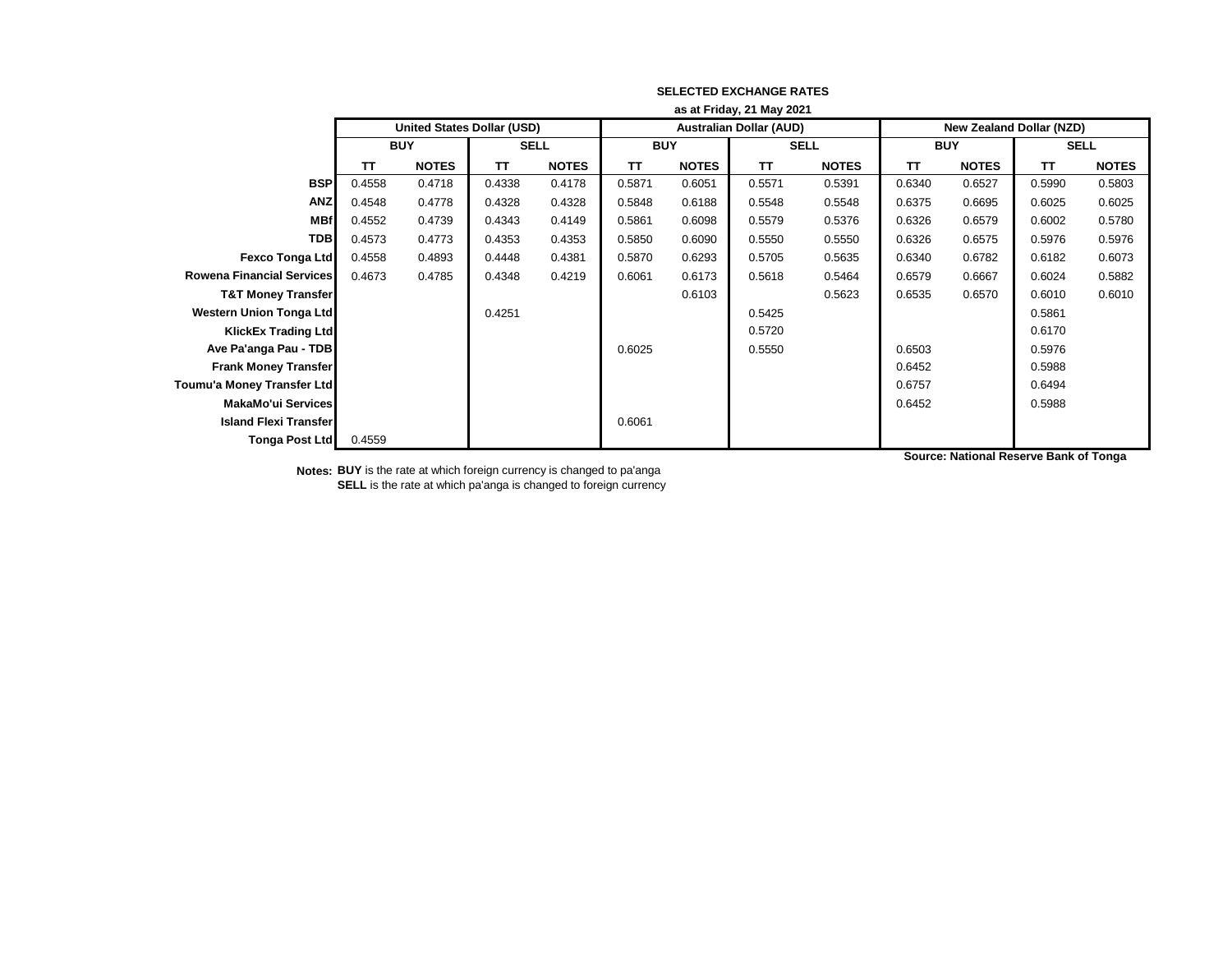# SELECTED EXCHANGE RATES

**as at Friday, 21 May 2021**

| | United States Dollar (USD) | | | | Australian Dollar (AUD) | | | | New Zealand Dollar (NZD) | | | |
|---|---|---|---|---|---|---|---|---|---|---|---|---|
| | BUY | | SELL | | BUY | | SELL | | BUY | | SELL | |
| | TT | NOTES | TT | NOTES | TT | NOTES | TT | NOTES | TT | NOTES | TT | NOTES |
| **BSP** | 0.4558 | 0.4718 | 0.4338 | 0.4178 | 0.5871 | 0.6051 | 0.5571 | 0.5391 | 0.6340 | 0.6527 | 0.5990 | 0.5803 |
| **ANZ** | 0.4548 | 0.4778 | 0.4328 | 0.4328 | 0.5848 | 0.6188 | 0.5548 | 0.5548 | 0.6375 | 0.6695 | 0.6025 | 0.6025 |
| **MBf** | 0.4552 | 0.4739 | 0.4343 | 0.4149 | 0.5861 | 0.6098 | 0.5579 | 0.5376 | 0.6326 | 0.6579 | 0.6002 | 0.5780 |
| **TDB** | 0.4573 | 0.4773 | 0.4353 | 0.4353 | 0.5850 | 0.6090 | 0.5550 | 0.5550 | 0.6326 | 0.6575 | 0.5976 | 0.5976 |
| **Fexco Tonga Ltd** | 0.4558 | 0.4893 | 0.4448 | 0.4381 | 0.5870 | 0.6293 | 0.5705 | 0.5635 | 0.6340 | 0.6782 | 0.6182 | 0.6073 |
| **Rowena Financial Services** | 0.4673 | 0.4785 | 0.4348 | 0.4219 | 0.6061 | 0.6173 | 0.5618 | 0.5464 | 0.6579 | 0.6667 | 0.6024 | 0.5882 |
| **T&T Money Transfer** | | | | | | 0.6103 | | 0.5623 | 0.6535 | 0.6570 | 0.6010 | 0.6010 |
| **Western Union Tonga Ltd** | | | 0.4251 | | | | 0.5425 | | | | 0.5861 | |
| **KlickEx Trading Ltd** | | | | | | | 0.5720 | | | | 0.6170 | |
| **Ave Pa'anga Pau - TDB** | | | | | 0.6025 | | 0.5550 | | 0.6503 | | 0.5976 | |
| **Frank Money Transfer** | | | | | | | | | 0.6452 | | 0.5988 | |
| **Toumu'a Money Transfer Ltd** | | | | | | | | | 0.6757 | | 0.6494 | |
| **MakaMo'ui Services** | | | | | | | | | 0.6452 | | 0.5988 | |
| **Island Flexi Transfer** | | | | | 0.6061 | | | | | | | |
| **Tonga Post Ltd** | 0.4559 | | | | | | | | | | | |

**Source: National Reserve Bank of Tonga**

**Notes:** **BUY** is the rate at which foreign currency is changed to pa'anga
**SELL** is the rate at which pa'anga is changed to foreign currency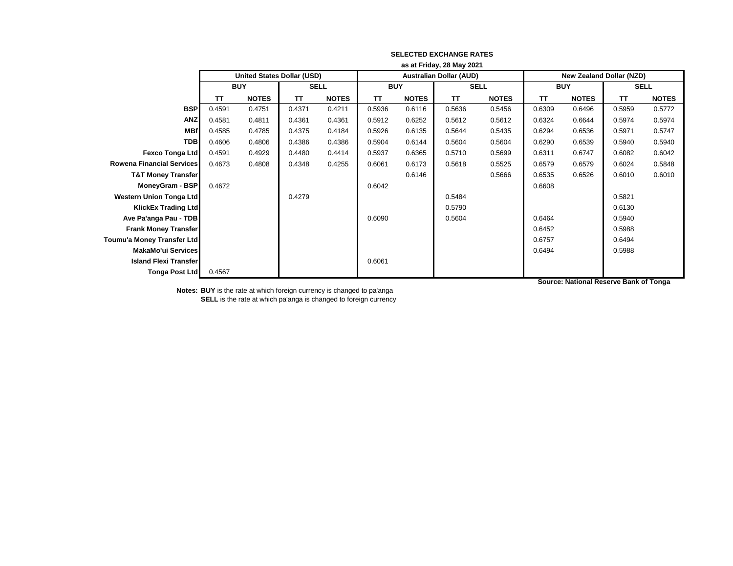**SELECTED EXCHANGE RATES**

**as at Friday, 28 May 2021**

| | United States Dollar (USD) | | | | Australian Dollar (AUD) | | | | New Zealand Dollar (NZD) | | | |
|---|---|---|---|---|---|---|---|---|---|---|---|---|
| | BUY | | SELL | | BUY | | SELL | | BUY | | SELL | |
| | TT | NOTES | TT | NOTES | TT | NOTES | TT | NOTES | TT | NOTES | TT | NOTES |
| **BSP** | 0.4591 | 0.4751 | 0.4371 | 0.4211 | 0.5936 | 0.6116 | 0.5636 | 0.5456 | 0.6309 | 0.6496 | 0.5959 | 0.5772 |
| **ANZ** | 0.4581 | 0.4811 | 0.4361 | 0.4361 | 0.5912 | 0.6252 | 0.5612 | 0.5612 | 0.6324 | 0.6644 | 0.5974 | 0.5974 |
| **MBf** | 0.4585 | 0.4785 | 0.4375 | 0.4184 | 0.5926 | 0.6135 | 0.5644 | 0.5435 | 0.6294 | 0.6536 | 0.5971 | 0.5747 |
| **TDB** | 0.4606 | 0.4806 | 0.4386 | 0.4386 | 0.5904 | 0.6144 | 0.5604 | 0.5604 | 0.6290 | 0.6539 | 0.5940 | 0.5940 |
| **Fexco Tonga Ltd** | 0.4591 | 0.4929 | 0.4480 | 0.4414 | 0.5937 | 0.6365 | 0.5710 | 0.5699 | 0.6311 | 0.6747 | 0.6082 | 0.6042 |
| **Rowena Financial Services** | 0.4673 | 0.4808 | 0.4348 | 0.4255 | 0.6061 | 0.6173 | 0.5618 | 0.5525 | 0.6579 | 0.6579 | 0.6024 | 0.5848 |
| **T&T Money Transfer** | | | | | | 0.6146 | | 0.5666 | 0.6535 | 0.6526 | 0.6010 | 0.6010 |
| **MoneyGram - BSP** | 0.4672 | | | | 0.6042 | | | | 0.6608 | | | |
| **Western Union Tonga Ltd** | | | 0.4279 | | | | 0.5484 | | | | 0.5821 | |
| **KlickEx Trading Ltd** | | | | | | | 0.5790 | | | | 0.6130 | |
| **Ave Pa'anga Pau - TDB** | | | | | 0.6090 | | 0.5604 | | 0.6464 | | 0.5940 | |
| **Frank Money Transfer** | | | | | | | | | 0.6452 | | 0.5988 | |
| **Toumu'a Money Transfer Ltd** | | | | | | | | | 0.6757 | | 0.6494 | |
| **MakaMo'ui Services** | | | | | | | | | 0.6494 | | 0.5988 | |
| **Island Flexi Transfer** | | | | | 0.6061 | | | | | | | |
| **Tonga Post Ltd** | 0.4567 | | | | | | | | | | | |

**Source: National Reserve Bank of Tonga**

**Notes: BUY** is the rate at which foreign currency is changed to pa'anga
**SELL** is the rate at which pa'anga is changed to foreign currency